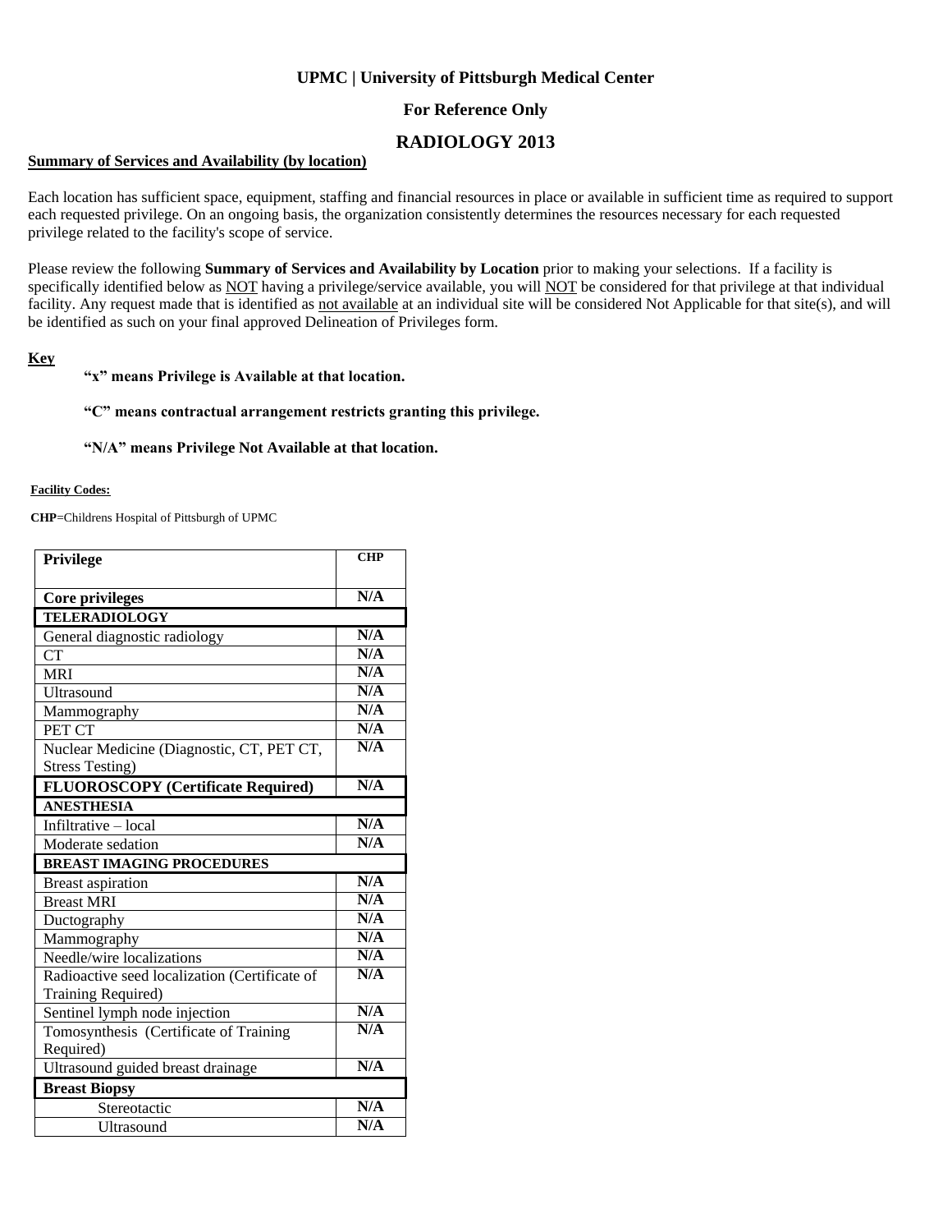**UPMC | University of Pittsburgh Medical Center**

**For Reference Only**

# RADIOLOGY 2013

**Summary of Services and Availability (by location)**

Each location has sufficient space, equipment, staffing and financial resources in place or available in sufficient time as required to support each requested privilege. On an ongoing basis, the organization consistently determines the resources necessary for each requested privilege related to the facility's scope of service.

Please review the following **Summary of Services and Availability by Location** prior to making your selections. If a facility is specifically identified below as NOT having a privilege/service available, you will NOT be considered for that privilege at that individual facility. Any request made that is identified as not available at an individual site will be considered Not Applicable for that site(s), and will be identified as such on your final approved Delineation of Privileges form.

**Key**

**"x" means Privilege is Available at that location.**

**"C" means contractual arrangement restricts granting this privilege.**

**"N/A" means Privilege Not Available at that location.**

**Facility Codes:**

**CHP**=Childrens Hospital of Pittsburgh of UPMC

| Privilege | CHP |
|---|---|
| **Core privileges** | N/A |
| **TELERADIOLOGY** | |
| General diagnostic radiology | N/A |
| CT | N/A |
| MRI | N/A |
| Ultrasound | N/A |
| Mammography | N/A |
| PET CT | N/A |
| Nuclear Medicine (Diagnostic, CT, PET CT, Stress Testing) | N/A |
| **FLUOROSCOPY (Certificate Required)** | N/A |
| **ANESTHESIA** | |
| Infiltrative – local | N/A |
| Moderate sedation | N/A |
| **BREAST IMAGING PROCEDURES** | |
| Breast aspiration | N/A |
| Breast MRI | N/A |
| Ductography | N/A |
| Mammography | N/A |
| Needle/wire localizations | N/A |
| Radioactive seed localization (Certificate of Training Required) | N/A |
| Sentinel lymph node injection | N/A |
| Tomosynthesis (Certificate of Training Required) | N/A |
| Ultrasound guided breast drainage | N/A |
| **Breast Biopsy** | |
| Stereotactic | N/A |
| Ultrasound | N/A |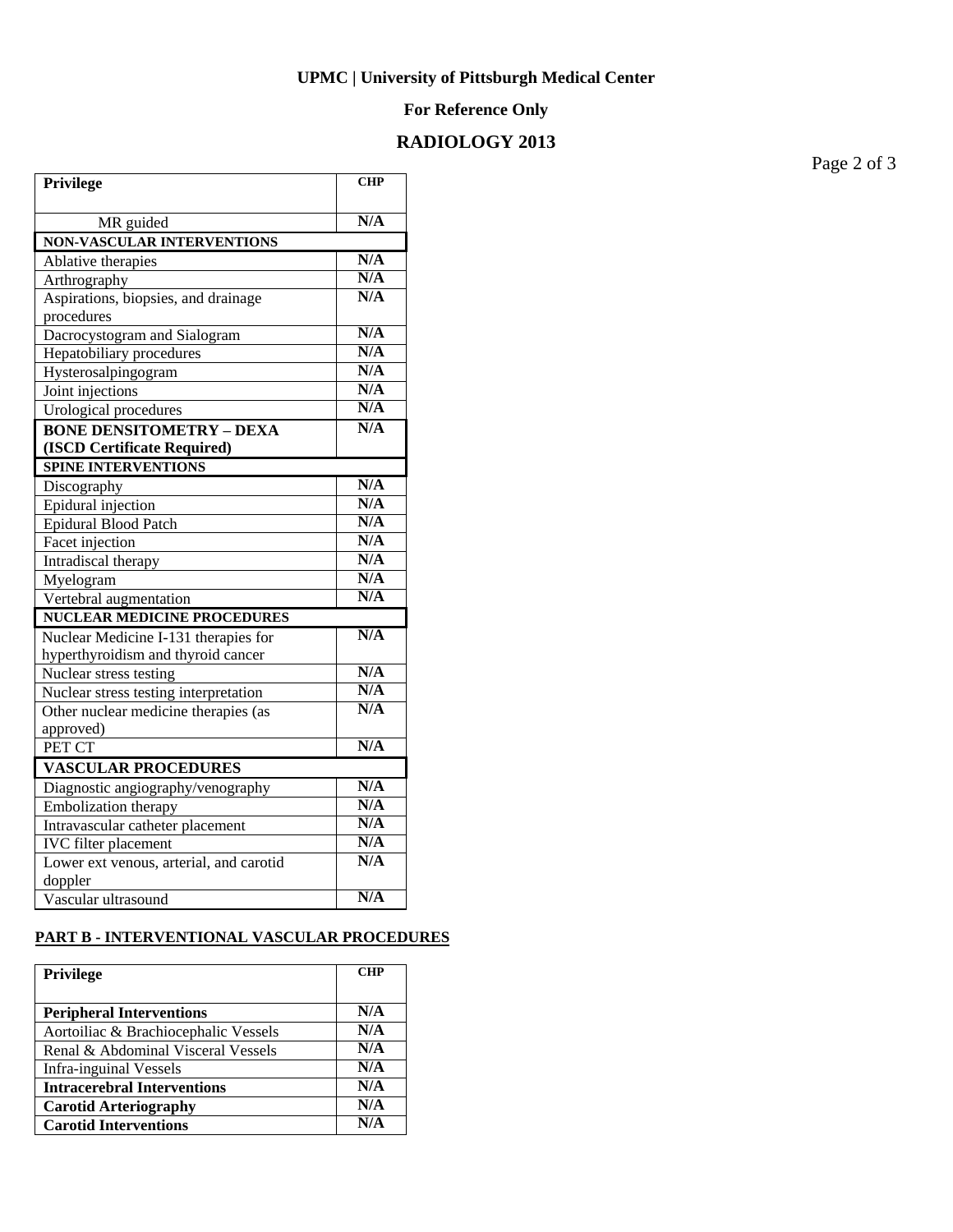**UPMC | University of Pittsburgh Medical Center**

**For Reference Only**

## RADIOLOGY 2013

| Privilege | CHP |
|---|---|
| MR guided | N/A |
| **NON-VASCULAR INTERVENTIONS** | |
| Ablative therapies | N/A |
| Arthrography | N/A |
| Aspirations, biopsies, and drainage procedures | N/A |
| Dacrocystogram and Sialogram | N/A |
| Hepatobiliary procedures | N/A |
| Hysterosalpingogram | N/A |
| Joint injections | N/A |
| Urological procedures | N/A |
| **BONE DENSITOMETRY – DEXA (ISCD Certificate Required)** | N/A |
| **SPINE INTERVENTIONS** | |
| Discography | N/A |
| Epidural injection | N/A |
| Epidural Blood Patch | N/A |
| Facet injection | N/A |
| Intradiscal therapy | N/A |
| Myelogram | N/A |
| Vertebral augmentation | N/A |
| **NUCLEAR MEDICINE PROCEDURES** | |
| Nuclear Medicine I-131 therapies for hyperthyroidism and thyroid cancer | N/A |
| Nuclear stress testing | N/A |
| Nuclear stress testing interpretation | N/A |
| Other nuclear medicine therapies (as approved) | N/A |
| PET CT | N/A |
| **VASCULAR PROCEDURES** | |
| Diagnostic angiography/venography | N/A |
| Embolization therapy | N/A |
| Intravascular catheter placement | N/A |
| IVC filter placement | N/A |
| Lower ext venous, arterial, and carotid doppler | N/A |
| Vascular ultrasound | N/A |

**PART B - INTERVENTIONAL VASCULAR PROCEDURES**

| Privilege | CHP |
|---|---|
| **Peripheral Interventions** | N/A |
| Aortoiliac & Brachiocephalic Vessels | N/A |
| Renal & Abdominal Visceral Vessels | N/A |
| Infra-inguinal Vessels | N/A |
| **Intracerebral Interventions** | N/A |
| **Carotid Arteriography** | N/A |
| **Carotid Interventions** | N/A |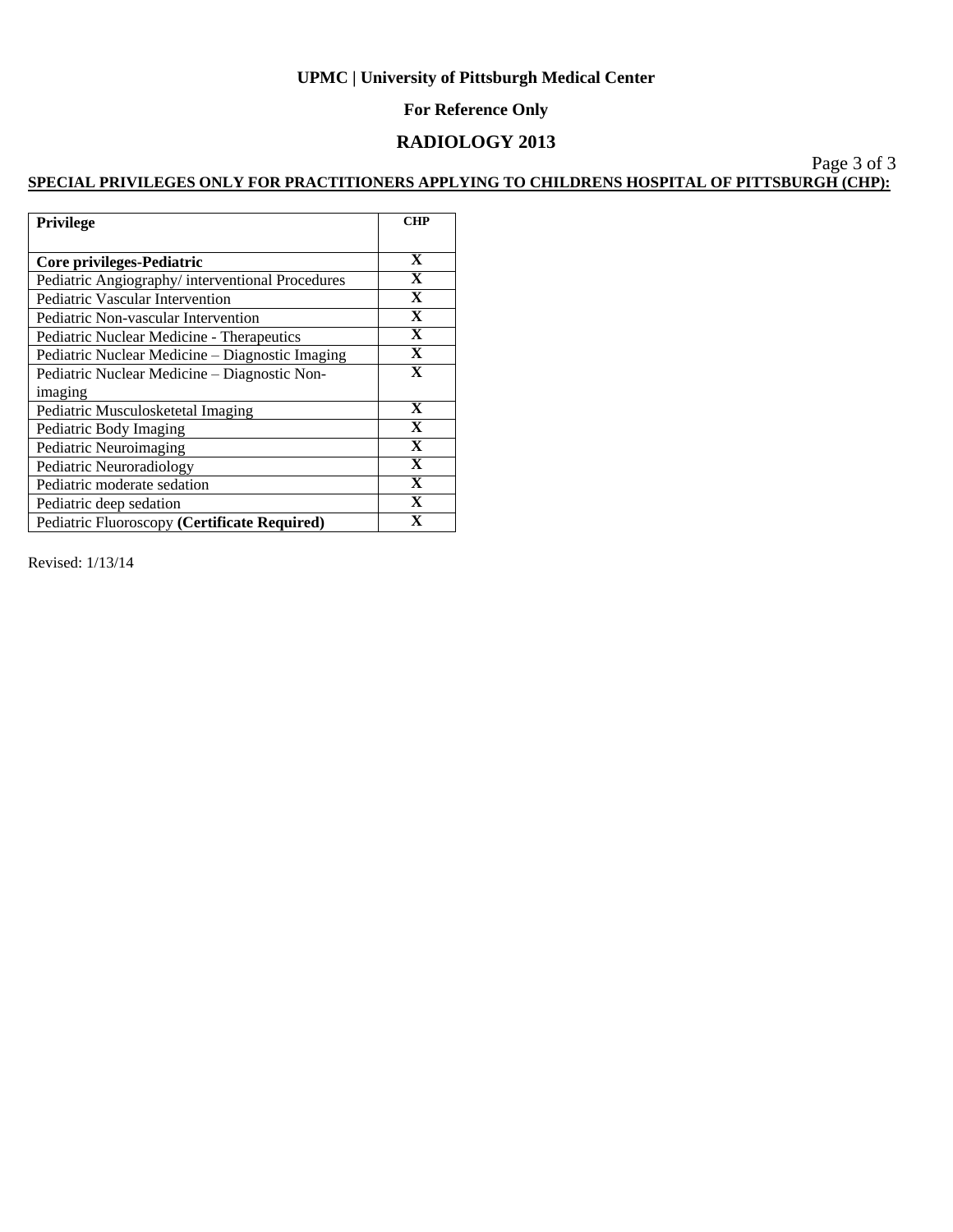**UPMC | University of Pittsburgh Medical Center**

**For Reference Only**

## RADIOLOGY 2013

**SPECIAL PRIVILEGES ONLY FOR PRACTITIONERS APPLYING TO CHILDRENS HOSPITAL OF PITTSBURGH (CHP):**

| **Privilege** | **CHP** |
|---|---|
| **Core privileges-Pediatric** | **X** |
| Pediatric Angiography/ interventional Procedures | **X** |
| Pediatric Vascular Intervention | **X** |
| Pediatric Non-vascular Intervention | **X** |
| Pediatric Nuclear Medicine - Therapeutics | **X** |
| Pediatric Nuclear Medicine – Diagnostic Imaging | **X** |
| Pediatric Nuclear Medicine – Diagnostic Non-imaging | **X** |
| Pediatric Musculosketetal Imaging | **X** |
| Pediatric Body Imaging | **X** |
| Pediatric Neuroimaging | **X** |
| Pediatric Neuroradiology | **X** |
| Pediatric moderate sedation | **X** |
| Pediatric deep sedation | **X** |
| Pediatric Fluoroscopy **(Certificate Required)** | **X** |

Revised: 1/13/14